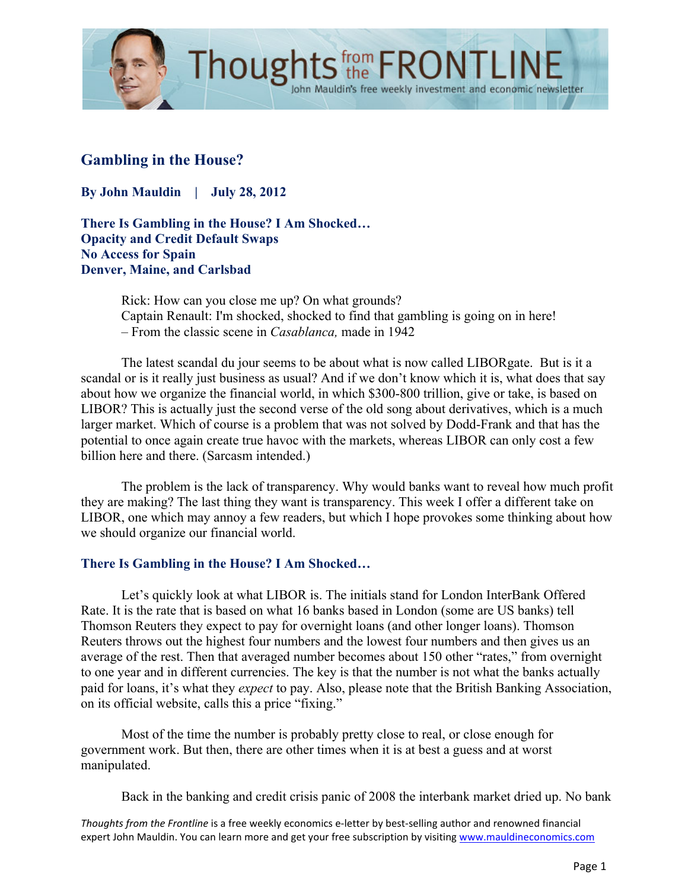# Gambling in the House?

**By John Mauldin | July 28, 2012**

**There Is Gambling in the House? I Am Shocked…**
**Opacity and Credit Default Swaps**
**No Access for Spain**
**Denver, Maine, and Carlsbad**

> Rick: How can you close me up? On what grounds?
> Captain Renault: I'm shocked, shocked to find that gambling is going on in here!
> – From the classic scene in *Casablanca,* made in 1942

The latest scandal du jour seems to be about what is now called LIBORgate. But is it a scandal or is it really just business as usual? And if we don't know which it is, what does that say about how we organize the financial world, in which $300-800 trillion, give or take, is based on LIBOR? This is actually just the second verse of the old song about derivatives, which is a much larger market. Which of course is a problem that was not solved by Dodd-Frank and that has the potential to once again create true havoc with the markets, whereas LIBOR can only cost a few billion here and there. (Sarcasm intended.)

The problem is the lack of transparency. Why would banks want to reveal how much profit they are making? The last thing they want is transparency. This week I offer a different take on LIBOR, one which may annoy a few readers, but which I hope provokes some thinking about how we should organize our financial world.

## There Is Gambling in the House? I Am Shocked…

Let's quickly look at what LIBOR is. The initials stand for London InterBank Offered Rate. It is the rate that is based on what 16 banks based in London (some are US banks) tell Thomson Reuters they expect to pay for overnight loans (and other longer loans). Thomson Reuters throws out the highest four numbers and the lowest four numbers and then gives us an average of the rest. Then that averaged number becomes about 150 other "rates," from overnight to one year and in different currencies. The key is that the number is not what the banks actually paid for loans, it's what they *expect* to pay. Also, please note that the British Banking Association, on its official website, calls this a price "fixing."

Most of the time the number is probably pretty close to real, or close enough for government work. But then, there are other times when it is at best a guess and at worst manipulated.

Back in the banking and credit crisis panic of 2008 the interbank market dried up. No bank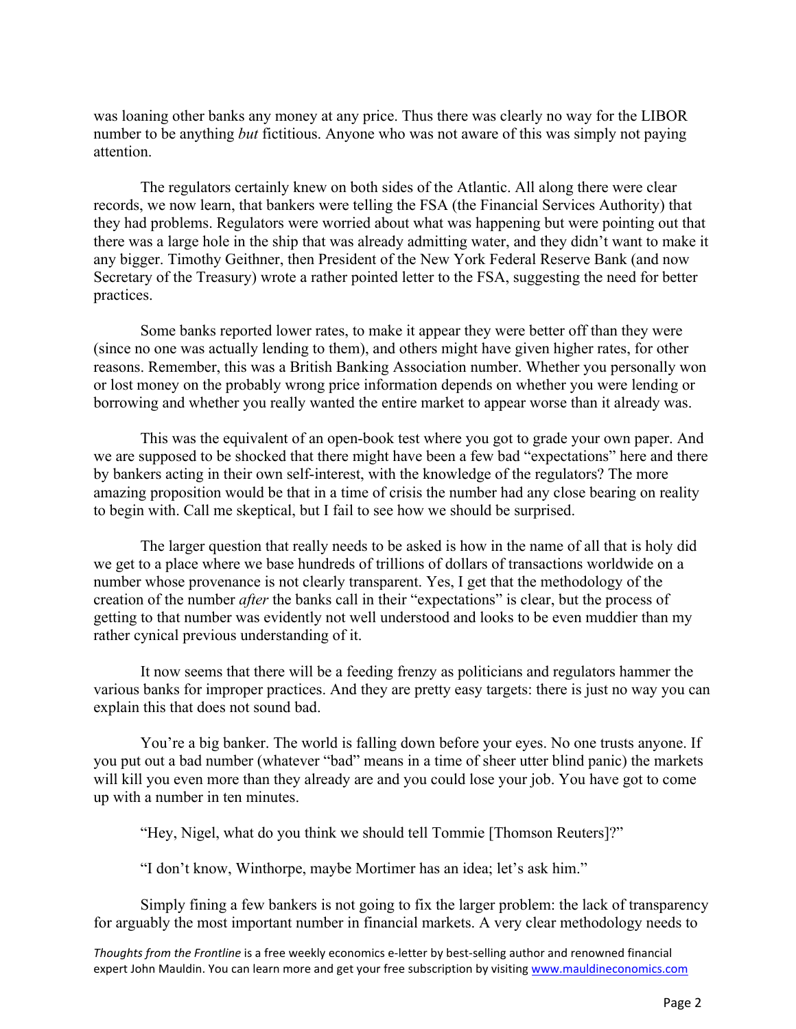was loaning other banks any money at any price. Thus there was clearly no way for the LIBOR number to be anything *but* fictitious. Anyone who was not aware of this was simply not paying attention.

The regulators certainly knew on both sides of the Atlantic. All along there were clear records, we now learn, that bankers were telling the FSA (the Financial Services Authority) that they had problems. Regulators were worried about what was happening but were pointing out that there was a large hole in the ship that was already admitting water, and they didn't want to make it any bigger. Timothy Geithner, then President of the New York Federal Reserve Bank (and now Secretary of the Treasury) wrote a rather pointed letter to the FSA, suggesting the need for better practices.

Some banks reported lower rates, to make it appear they were better off than they were (since no one was actually lending to them), and others might have given higher rates, for other reasons. Remember, this was a British Banking Association number. Whether you personally won or lost money on the probably wrong price information depends on whether you were lending or borrowing and whether you really wanted the entire market to appear worse than it already was.

This was the equivalent of an open-book test where you got to grade your own paper. And we are supposed to be shocked that there might have been a few bad "expectations" here and there by bankers acting in their own self-interest, with the knowledge of the regulators? The more amazing proposition would be that in a time of crisis the number had any close bearing on reality to begin with. Call me skeptical, but I fail to see how we should be surprised.

The larger question that really needs to be asked is how in the name of all that is holy did we get to a place where we base hundreds of trillions of dollars of transactions worldwide on a number whose provenance is not clearly transparent. Yes, I get that the methodology of the creation of the number *after* the banks call in their "expectations" is clear, but the process of getting to that number was evidently not well understood and looks to be even muddier than my rather cynical previous understanding of it.

It now seems that there will be a feeding frenzy as politicians and regulators hammer the various banks for improper practices. And they are pretty easy targets: there is just no way you can explain this that does not sound bad.

You're a big banker. The world is falling down before your eyes. No one trusts anyone. If you put out a bad number (whatever "bad" means in a time of sheer utter blind panic) the markets will kill you even more than they already are and you could lose your job. You have got to come up with a number in ten minutes.

"Hey, Nigel, what do you think we should tell Tommie [Thomson Reuters]?"

"I don't know, Winthorpe, maybe Mortimer has an idea; let's ask him."

Simply fining a few bankers is not going to fix the larger problem: the lack of transparency for arguably the most important number in financial markets. A very clear methodology needs to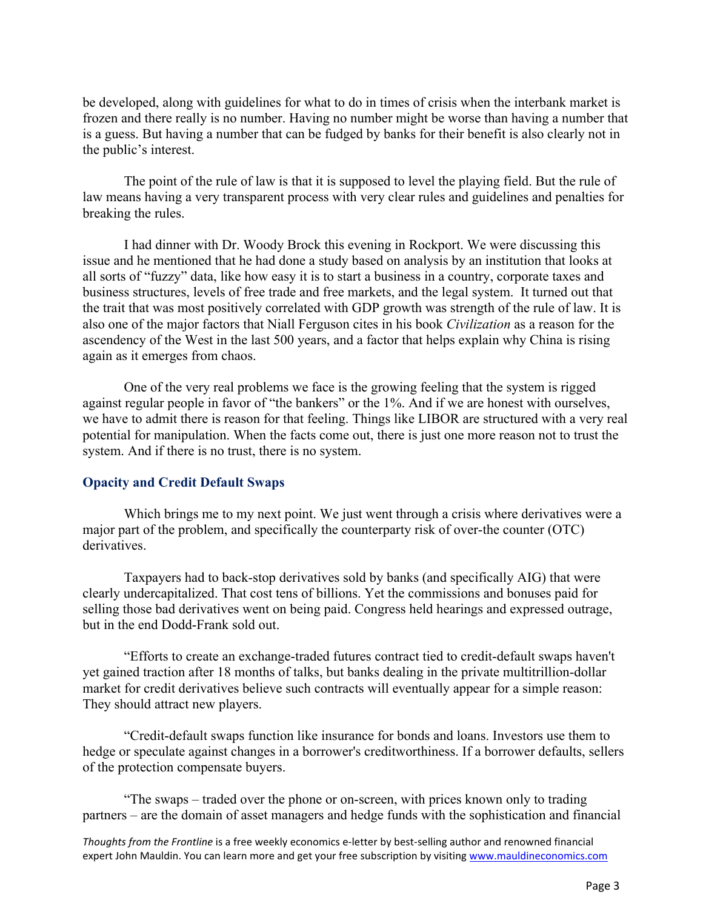be developed, along with guidelines for what to do in times of crisis when the interbank market is frozen and there really is no number. Having no number might be worse than having a number that is a guess. But having a number that can be fudged by banks for their benefit is also clearly not in the public's interest.

The point of the rule of law is that it is supposed to level the playing field. But the rule of law means having a very transparent process with very clear rules and guidelines and penalties for breaking the rules.

I had dinner with Dr. Woody Brock this evening in Rockport. We were discussing this issue and he mentioned that he had done a study based on analysis by an institution that looks at all sorts of "fuzzy" data, like how easy it is to start a business in a country, corporate taxes and business structures, levels of free trade and free markets, and the legal system. It turned out that the trait that was most positively correlated with GDP growth was strength of the rule of law. It is also one of the major factors that Niall Ferguson cites in his book *Civilization* as a reason for the ascendency of the West in the last 500 years, and a factor that helps explain why China is rising again as it emerges from chaos.

One of the very real problems we face is the growing feeling that the system is rigged against regular people in favor of "the bankers" or the 1%. And if we are honest with ourselves, we have to admit there is reason for that feeling. Things like LIBOR are structured with a very real potential for manipulation. When the facts come out, there is just one more reason not to trust the system. And if there is no trust, there is no system.

## Opacity and Credit Default Swaps

Which brings me to my next point. We just went through a crisis where derivatives were a major part of the problem, and specifically the counterparty risk of over-the counter (OTC) derivatives.

Taxpayers had to back-stop derivatives sold by banks (and specifically AIG) that were clearly undercapitalized. That cost tens of billions. Yet the commissions and bonuses paid for selling those bad derivatives went on being paid. Congress held hearings and expressed outrage, but in the end Dodd-Frank sold out.

"Efforts to create an exchange-traded futures contract tied to credit-default swaps haven't yet gained traction after 18 months of talks, but banks dealing in the private multitrillion-dollar market for credit derivatives believe such contracts will eventually appear for a simple reason: They should attract new players.

"Credit-default swaps function like insurance for bonds and loans. Investors use them to hedge or speculate against changes in a borrower's creditworthiness. If a borrower defaults, sellers of the protection compensate buyers.

"The swaps – traded over the phone or on-screen, with prices known only to trading partners – are the domain of asset managers and hedge funds with the sophistication and financial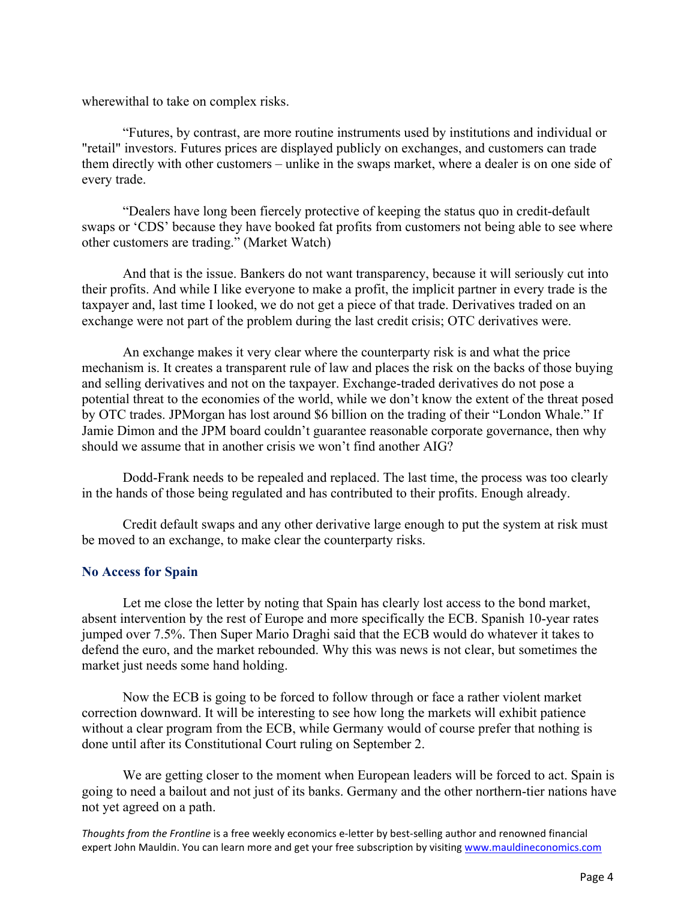wherewithal to take on complex risks.

"Futures, by contrast, are more routine instruments used by institutions and individual or "retail" investors. Futures prices are displayed publicly on exchanges, and customers can trade them directly with other customers – unlike in the swaps market, where a dealer is on one side of every trade.

"Dealers have long been fiercely protective of keeping the status quo in credit-default swaps or 'CDS' because they have booked fat profits from customers not being able to see where other customers are trading." (Market Watch)

And that is the issue. Bankers do not want transparency, because it will seriously cut into their profits. And while I like everyone to make a profit, the implicit partner in every trade is the taxpayer and, last time I looked, we do not get a piece of that trade. Derivatives traded on an exchange were not part of the problem during the last credit crisis; OTC derivatives were.

An exchange makes it very clear where the counterparty risk is and what the price mechanism is. It creates a transparent rule of law and places the risk on the backs of those buying and selling derivatives and not on the taxpayer. Exchange-traded derivatives do not pose a potential threat to the economies of the world, while we don't know the extent of the threat posed by OTC trades. JPMorgan has lost around $6 billion on the trading of their "London Whale." If Jamie Dimon and the JPM board couldn't guarantee reasonable corporate governance, then why should we assume that in another crisis we won't find another AIG?

Dodd-Frank needs to be repealed and replaced. The last time, the process was too clearly in the hands of those being regulated and has contributed to their profits. Enough already.

Credit default swaps and any other derivative large enough to put the system at risk must be moved to an exchange, to make clear the counterparty risks.

### No Access for Spain

Let me close the letter by noting that Spain has clearly lost access to the bond market, absent intervention by the rest of Europe and more specifically the ECB. Spanish 10-year rates jumped over 7.5%. Then Super Mario Draghi said that the ECB would do whatever it takes to defend the euro, and the market rebounded. Why this was news is not clear, but sometimes the market just needs some hand holding.

Now the ECB is going to be forced to follow through or face a rather violent market correction downward. It will be interesting to see how long the markets will exhibit patience without a clear program from the ECB, while Germany would of course prefer that nothing is done until after its Constitutional Court ruling on September 2.

We are getting closer to the moment when European leaders will be forced to act. Spain is going to need a bailout and not just of its banks. Germany and the other northern-tier nations have not yet agreed on a path.

*Thoughts from the Frontline* is a free weekly economics e-letter by best-selling author and renowned financial expert John Mauldin. You can learn more and get your free subscription by visiting www.mauldineconomics.com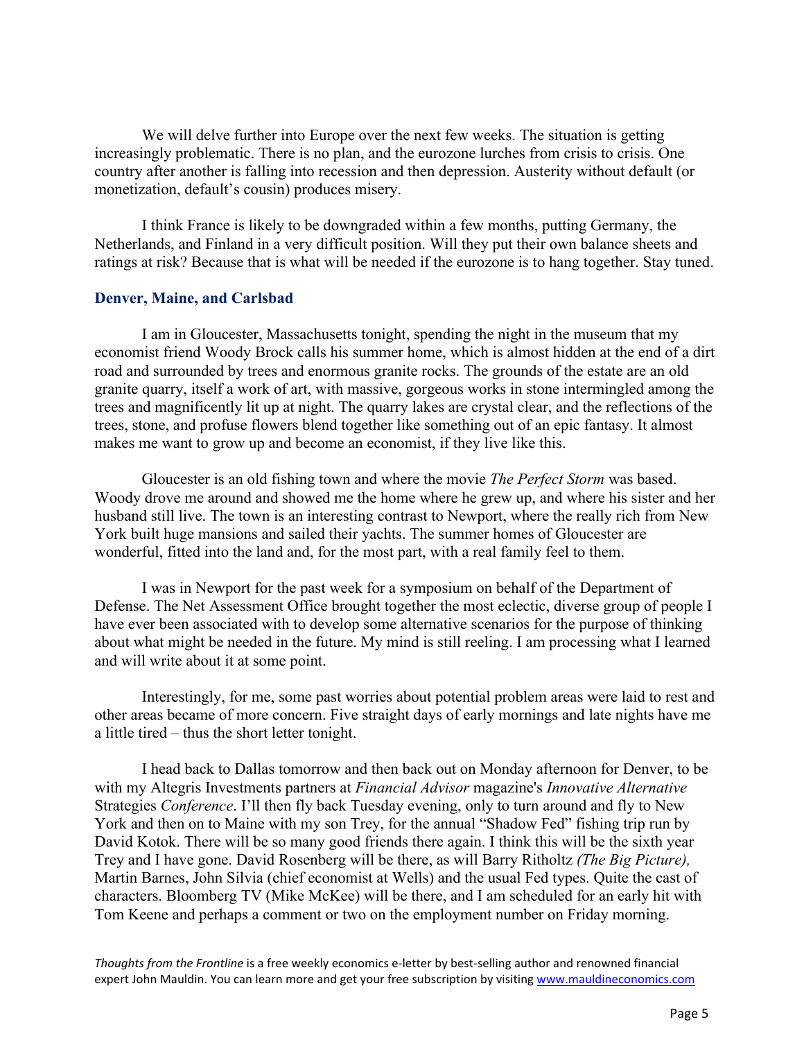We will delve further into Europe over the next few weeks. The situation is getting increasingly problematic. There is no plan, and the eurozone lurches from crisis to crisis. One country after another is falling into recession and then depression. Austerity without default (or monetization, default's cousin) produces misery.

I think France is likely to be downgraded within a few months, putting Germany, the Netherlands, and Finland in a very difficult position. Will they put their own balance sheets and ratings at risk? Because that is what will be needed if the eurozone is to hang together. Stay tuned.

### Denver, Maine, and Carlsbad

I am in Gloucester, Massachusetts tonight, spending the night in the museum that my economist friend Woody Brock calls his summer home, which is almost hidden at the end of a dirt road and surrounded by trees and enormous granite rocks. The grounds of the estate are an old granite quarry, itself a work of art, with massive, gorgeous works in stone intermingled among the trees and magnificently lit up at night. The quarry lakes are crystal clear, and the reflections of the trees, stone, and profuse flowers blend together like something out of an epic fantasy. It almost makes me want to grow up and become an economist, if they live like this.

Gloucester is an old fishing town and where the movie *The Perfect Storm* was based. Woody drove me around and showed me the home where he grew up, and where his sister and her husband still live. The town is an interesting contrast to Newport, where the really rich from New York built huge mansions and sailed their yachts. The summer homes of Gloucester are wonderful, fitted into the land and, for the most part, with a real family feel to them.

I was in Newport for the past week for a symposium on behalf of the Department of Defense. The Net Assessment Office brought together the most eclectic, diverse group of people I have ever been associated with to develop some alternative scenarios for the purpose of thinking about what might be needed in the future. My mind is still reeling. I am processing what I learned and will write about it at some point.

Interestingly, for me, some past worries about potential problem areas were laid to rest and other areas became of more concern. Five straight days of early mornings and late nights have me a little tired – thus the short letter tonight.

I head back to Dallas tomorrow and then back out on Monday afternoon for Denver, to be with my Altegris Investments partners at *Financial Advisor* magazine's *Innovative Alternative* Strategies *Conference*. I'll then fly back Tuesday evening, only to turn around and fly to New York and then on to Maine with my son Trey, for the annual "Shadow Fed" fishing trip run by David Kotok. There will be so many good friends there again. I think this will be the sixth year Trey and I have gone. David Rosenberg will be there, as will Barry Ritholtz *(The Big Picture),* Martin Barnes, John Silvia (chief economist at Wells) and the usual Fed types. Quite the cast of characters. Bloomberg TV (Mike McKee) will be there, and I am scheduled for an early hit with Tom Keene and perhaps a comment or two on the employment number on Friday morning.

*Thoughts from the Frontline* is a free weekly economics e-letter by best-selling author and renowned financial expert John Mauldin. You can learn more and get your free subscription by visiting www.mauldineconomics.com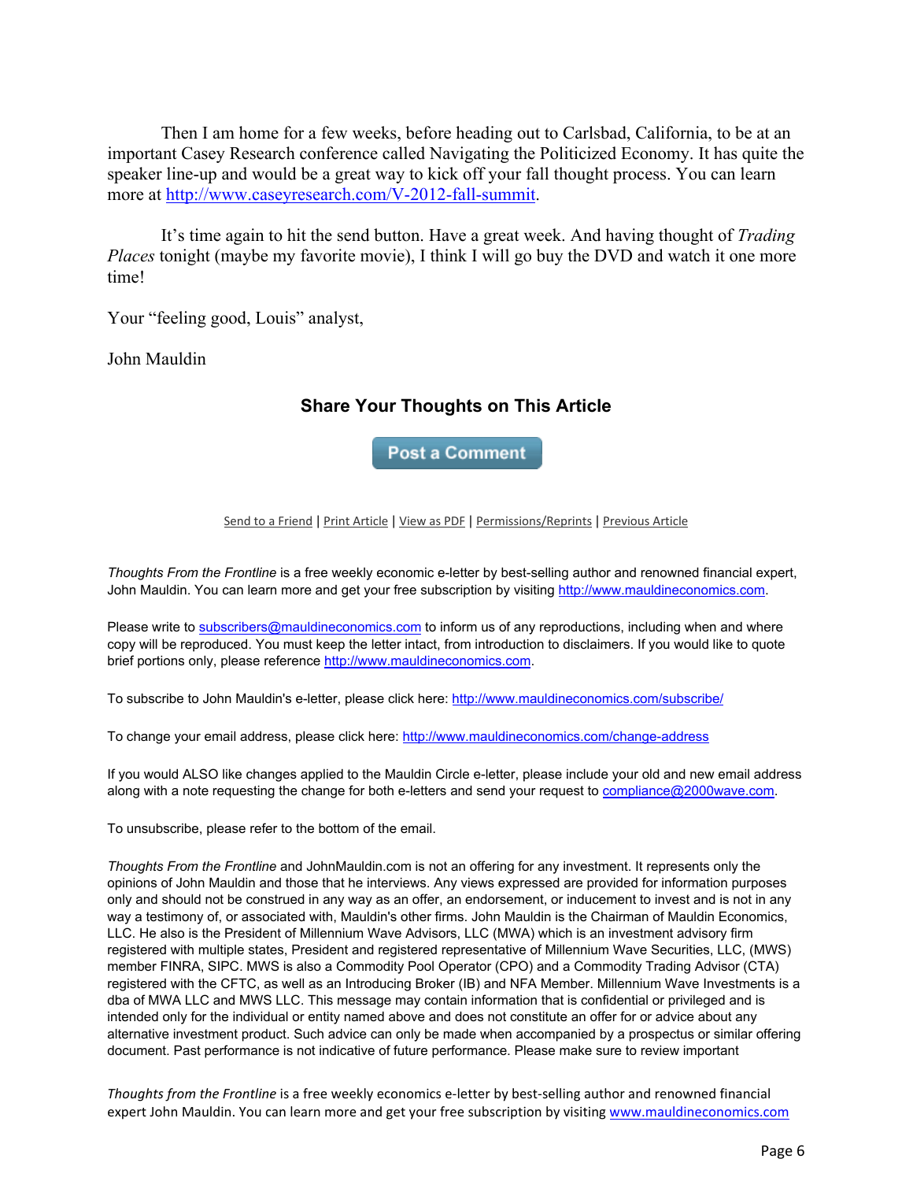Then I am home for a few weeks, before heading out to Carlsbad, California, to be at an important Casey Research conference called Navigating the Politicized Economy. It has quite the speaker line-up and would be a great way to kick off your fall thought process. You can learn more at http://www.caseyresearch.com/V-2012-fall-summit.

It's time again to hit the send button. Have a great week. And having thought of *Trading Places* tonight (maybe my favorite movie), I think I will go buy the DVD and watch it one more time!

Your "feeling good, Louis" analyst,

John Mauldin

### Share Your Thoughts on This Article

Post a Comment

Send to a Friend | Print Article | View as PDF | Permissions/Reprints | Previous Article

*Thoughts From the Frontline* is a free weekly economic e-letter by best-selling author and renowned financial expert, John Mauldin. You can learn more and get your free subscription by visiting http://www.mauldineconomics.com.

Please write to subscribers@mauldineconomics.com to inform us of any reproductions, including when and where copy will be reproduced. You must keep the letter intact, from introduction to disclaimers. If you would like to quote brief portions only, please reference http://www.mauldineconomics.com.

To subscribe to John Mauldin's e-letter, please click here: http://www.mauldineconomics.com/subscribe/

To change your email address, please click here: http://www.mauldineconomics.com/change-address

If you would ALSO like changes applied to the Mauldin Circle e-letter, please include your old and new email address along with a note requesting the change for both e-letters and send your request to compliance@2000wave.com.

To unsubscribe, please refer to the bottom of the email.

*Thoughts From the Frontline* and JohnMauldin.com is not an offering for any investment. It represents only the opinions of John Mauldin and those that he interviews. Any views expressed are provided for information purposes only and should not be construed in any way as an offer, an endorsement, or inducement to invest and is not in any way a testimony of, or associated with, Mauldin's other firms. John Mauldin is the Chairman of Mauldin Economics, LLC. He also is the President of Millennium Wave Advisors, LLC (MWA) which is an investment advisory firm registered with multiple states, President and registered representative of Millennium Wave Securities, LLC, (MWS) member FINRA, SIPC. MWS is also a Commodity Pool Operator (CPO) and a Commodity Trading Advisor (CTA) registered with the CFTC, as well as an Introducing Broker (IB) and NFA Member. Millennium Wave Investments is a dba of MWA LLC and MWS LLC. This message may contain information that is confidential or privileged and is intended only for the individual or entity named above and does not constitute an offer for or advice about any alternative investment product. Such advice can only be made when accompanied by a prospectus or similar offering document. Past performance is not indicative of future performance. Please make sure to review important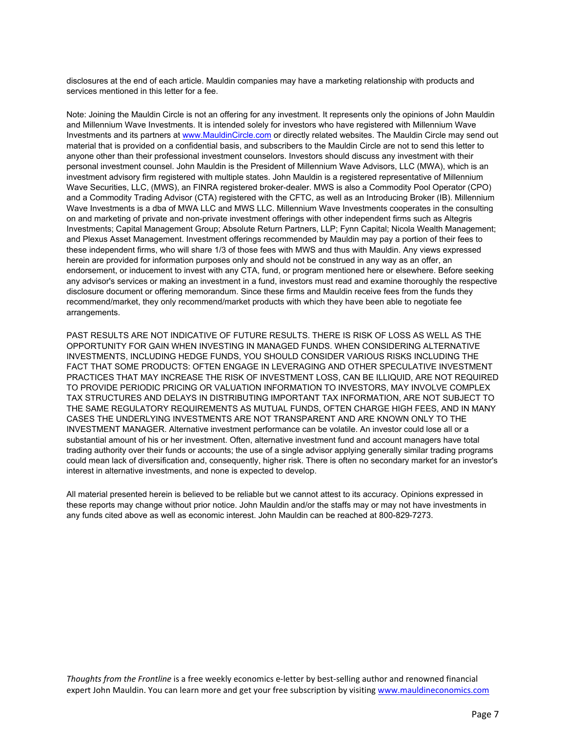disclosures at the end of each article. Mauldin companies may have a marketing relationship with products and services mentioned in this letter for a fee.

Note: Joining the Mauldin Circle is not an offering for any investment. It represents only the opinions of John Mauldin and Millennium Wave Investments. It is intended solely for investors who have registered with Millennium Wave Investments and its partners at [www.MauldinCircle.com](http://www.MauldinCircle.com) or directly related websites. The Mauldin Circle may send out material that is provided on a confidential basis, and subscribers to the Mauldin Circle are not to send this letter to anyone other than their professional investment counselors. Investors should discuss any investment with their personal investment counsel. John Mauldin is the President of Millennium Wave Advisors, LLC (MWA), which is an investment advisory firm registered with multiple states. John Mauldin is a registered representative of Millennium Wave Securities, LLC, (MWS), an FINRA registered broker-dealer. MWS is also a Commodity Pool Operator (CPO) and a Commodity Trading Advisor (CTA) registered with the CFTC, as well as an Introducing Broker (IB). Millennium Wave Investments is a dba of MWA LLC and MWS LLC. Millennium Wave Investments cooperates in the consulting on and marketing of private and non-private investment offerings with other independent firms such as Altegris Investments; Capital Management Group; Absolute Return Partners, LLP; Fynn Capital; Nicola Wealth Management; and Plexus Asset Management. Investment offerings recommended by Mauldin may pay a portion of their fees to these independent firms, who will share 1/3 of those fees with MWS and thus with Mauldin. Any views expressed herein are provided for information purposes only and should not be construed in any way as an offer, an endorsement, or inducement to invest with any CTA, fund, or program mentioned here or elsewhere. Before seeking any advisor's services or making an investment in a fund, investors must read and examine thoroughly the respective disclosure document or offering memorandum. Since these firms and Mauldin receive fees from the funds they recommend/market, they only recommend/market products with which they have been able to negotiate fee arrangements.

PAST RESULTS ARE NOT INDICATIVE OF FUTURE RESULTS. THERE IS RISK OF LOSS AS WELL AS THE OPPORTUNITY FOR GAIN WHEN INVESTING IN MANAGED FUNDS. WHEN CONSIDERING ALTERNATIVE INVESTMENTS, INCLUDING HEDGE FUNDS, YOU SHOULD CONSIDER VARIOUS RISKS INCLUDING THE FACT THAT SOME PRODUCTS: OFTEN ENGAGE IN LEVERAGING AND OTHER SPECULATIVE INVESTMENT PRACTICES THAT MAY INCREASE THE RISK OF INVESTMENT LOSS, CAN BE ILLIQUID, ARE NOT REQUIRED TO PROVIDE PERIODIC PRICING OR VALUATION INFORMATION TO INVESTORS, MAY INVOLVE COMPLEX TAX STRUCTURES AND DELAYS IN DISTRIBUTING IMPORTANT TAX INFORMATION, ARE NOT SUBJECT TO THE SAME REGULATORY REQUIREMENTS AS MUTUAL FUNDS, OFTEN CHARGE HIGH FEES, AND IN MANY CASES THE UNDERLYING INVESTMENTS ARE NOT TRANSPARENT AND ARE KNOWN ONLY TO THE INVESTMENT MANAGER. Alternative investment performance can be volatile. An investor could lose all or a substantial amount of his or her investment. Often, alternative investment fund and account managers have total trading authority over their funds or accounts; the use of a single advisor applying generally similar trading programs could mean lack of diversification and, consequently, higher risk. There is often no secondary market for an investor's interest in alternative investments, and none is expected to develop.

All material presented herein is believed to be reliable but we cannot attest to its accuracy. Opinions expressed in these reports may change without prior notice. John Mauldin and/or the staffs may or may not have investments in any funds cited above as well as economic interest. John Mauldin can be reached at 800-829-7273.